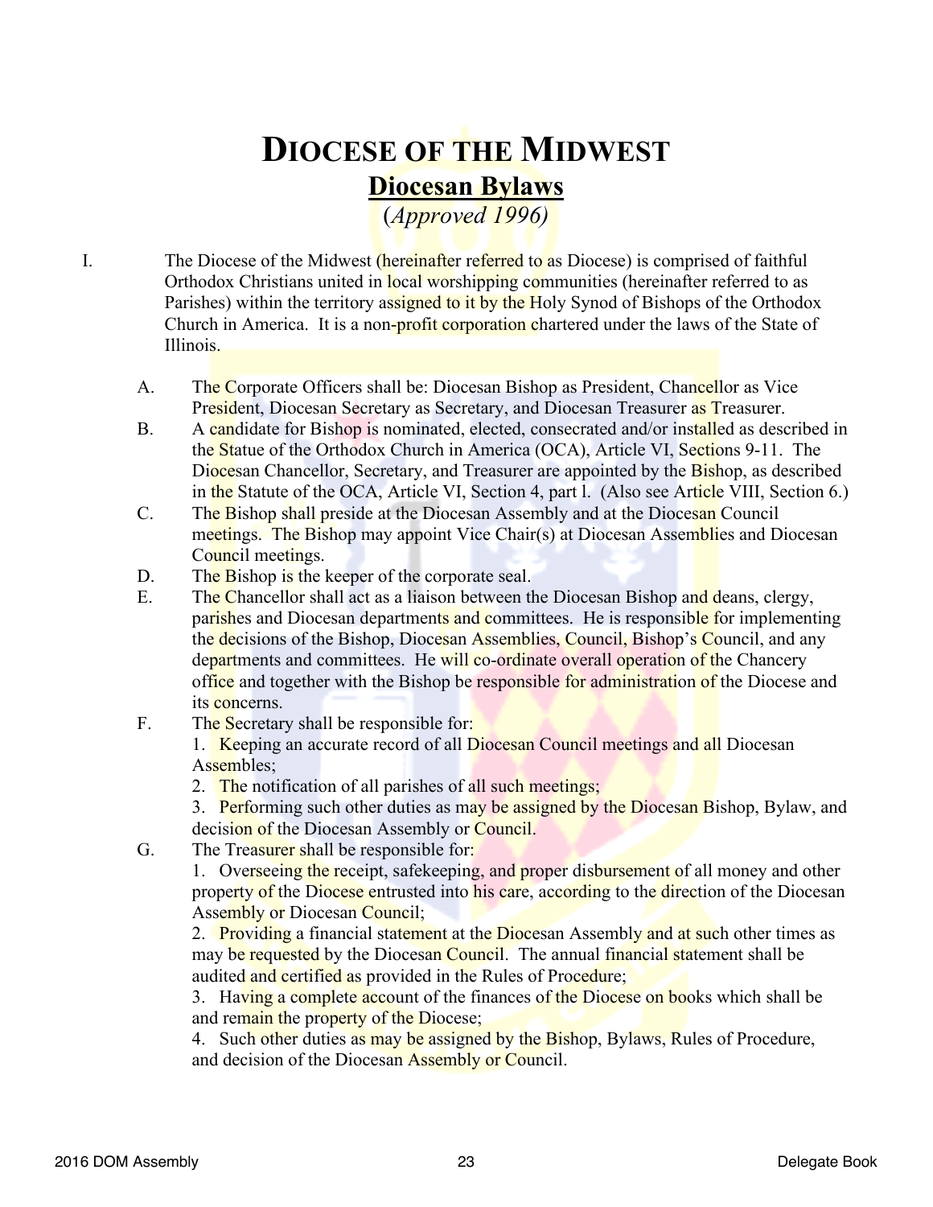# DIOCESE OF THE MIDWEST

## Diocesan Bylaws

(*Approved 1996)*

I. The Diocese of the Midwest (hereinafter referred to as Diocese) is comprised of faithful Orthodox Christians united in local worshipping communities (hereinafter referred to as Parishes) within the territory assigned to it by the Holy Synod of Bishops of the Orthodox Church in America. It is a non-profit corporation chartered under the laws of the State of Illinois.

A. The Corporate Officers shall be: Diocesan Bishop as President, Chancellor as Vice President, Diocesan Secretary as Secretary, and Diocesan Treasurer as Treasurer.

B. A candidate for Bishop is nominated, elected, consecrated and/or installed as described in the Statue of the Orthodox Church in America (OCA), Article VI, Sections 9-11. The Diocesan Chancellor, Secretary, and Treasurer are appointed by the Bishop, as described in the Statute of the OCA, Article VI, Section 4, part l. (Also see Article VIII, Section 6.)

C. The Bishop shall preside at the Diocesan Assembly and at the Diocesan Council meetings. The Bishop may appoint Vice Chair(s) at Diocesan Assemblies and Diocesan Council meetings.

D. The Bishop is the keeper of the corporate seal.

E. The Chancellor shall act as a liaison between the Diocesan Bishop and deans, clergy, parishes and Diocesan departments and committees. He is responsible for implementing the decisions of the Bishop, Diocesan Assemblies, Council, Bishop's Council, and any departments and committees. He will co-ordinate overall operation of the Chancery office and together with the Bishop be responsible for administration of the Diocese and its concerns.

F. The Secretary shall be responsible for:

1. Keeping an accurate record of all Diocesan Council meetings and all Diocesan Assembles;
2. The notification of all parishes of all such meetings;
3. Performing such other duties as may be assigned by the Diocesan Bishop, Bylaw, and decision of the Diocesan Assembly or Council.

G. The Treasurer shall be responsible for:

1. Overseeing the receipt, safekeeping, and proper disbursement of all money and other property of the Diocese entrusted into his care, according to the direction of the Diocesan Assembly or Diocesan Council;
2. Providing a financial statement at the Diocesan Assembly and at such other times as may be requested by the Diocesan Council. The annual financial statement shall be audited and certified as provided in the Rules of Procedure;
3. Having a complete account of the finances of the Diocese on books which shall be and remain the property of the Diocese;
4. Such other duties as may be assigned by the Bishop, Bylaws, Rules of Procedure, and decision of the Diocesan Assembly or Council.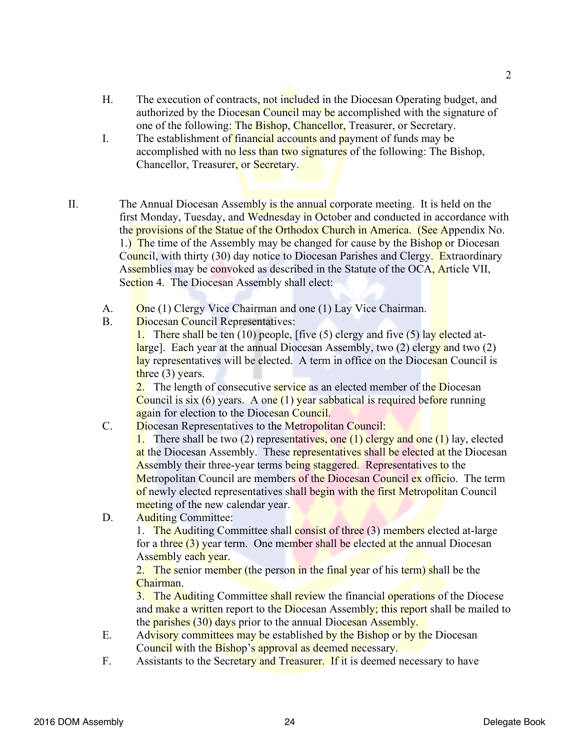H. The execution of contracts, not included in the Diocesan Operating budget, and authorized by the Diocesan Council may be accomplished with the signature of one of the following: The Bishop, Chancellor, Treasurer, or Secretary.

I. The establishment of financial accounts and payment of funds may be accomplished with no less than two signatures of the following: The Bishop, Chancellor, Treasurer, or Secretary.

II. The Annual Diocesan Assembly is the annual corporate meeting. It is held on the first Monday, Tuesday, and Wednesday in October and conducted in accordance with the provisions of the Statue of the Orthodox Church in America. (See Appendix No. 1.) The time of the Assembly may be changed for cause by the Bishop or Diocesan Council, with thirty (30) day notice to Diocesan Parishes and Clergy. Extraordinary Assemblies may be convoked as described in the Statute of the OCA, Article VII, Section 4. The Diocesan Assembly shall elect:

A. One (1) Clergy Vice Chairman and one (1) Lay Vice Chairman.

B. Diocesan Council Representatives:

1. There shall be ten (10) people, [five (5) clergy and five (5) lay elected at-large]. Each year at the annual Diocesan Assembly, two (2) clergy and two (2) lay representatives will be elected. A term in office on the Diocesan Council is three (3) years.

2. The length of consecutive service as an elected member of the Diocesan Council is six (6) years. A one (1) year sabbatical is required before running again for election to the Diocesan Council.

C. Diocesan Representatives to the Metropolitan Council:

1. There shall be two (2) representatives, one (1) clergy and one (1) lay, elected at the Diocesan Assembly. These representatives shall be elected at the Diocesan Assembly their three-year terms being staggered. Representatives to the Metropolitan Council are members of the Diocesan Council ex officio. The term of newly elected representatives shall begin with the first Metropolitan Council meeting of the new calendar year.

D. Auditing Committee:

1. The Auditing Committee shall consist of three (3) members elected at-large for a three (3) year term. One member shall be elected at the annual Diocesan Assembly each year.

2. The senior member (the person in the final year of his term) shall be the Chairman.

3. The Auditing Committee shall review the financial operations of the Diocese and make a written report to the Diocesan Assembly; this report shall be mailed to the parishes (30) days prior to the annual Diocesan Assembly.

E. Advisory committees may be established by the Bishop or by the Diocesan Council with the Bishop's approval as deemed necessary.

F. Assistants to the Secretary and Treasurer. If it is deemed necessary to have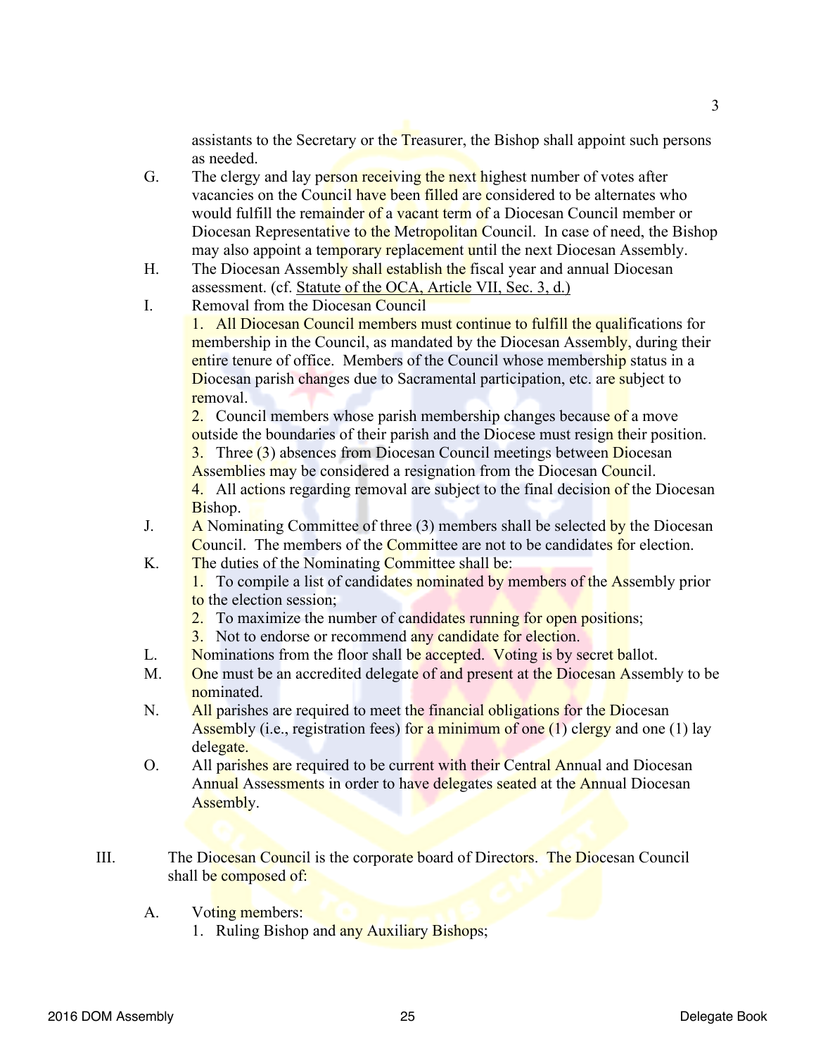assistants to the Secretary or the Treasurer, the Bishop shall appoint such persons as needed.

G. The clergy and lay person receiving the next highest number of votes after vacancies on the Council have been filled are considered to be alternates who would fulfill the remainder of a vacant term of a Diocesan Council member or Diocesan Representative to the Metropolitan Council. In case of need, the Bishop may also appoint a temporary replacement until the next Diocesan Assembly.

H. The Diocesan Assembly shall establish the fiscal year and annual Diocesan assessment. (cf. Statute of the OCA, Article VII, Sec. 3, d.)

I. Removal from the Diocesan Council

   1. All Diocesan Council members must continue to fulfill the qualifications for membership in the Council, as mandated by the Diocesan Assembly, during their entire tenure of office. Members of the Council whose membership status in a Diocesan parish changes due to Sacramental participation, etc. are subject to removal.
   2. Council members whose parish membership changes because of a move outside the boundaries of their parish and the Diocese must resign their position.
   3. Three (3) absences from Diocesan Council meetings between Diocesan Assemblies may be considered a resignation from the Diocesan Council.
   4. All actions regarding removal are subject to the final decision of the Diocesan Bishop.

J. A Nominating Committee of three (3) members shall be selected by the Diocesan Council. The members of the Committee are not to be candidates for election.

K. The duties of the Nominating Committee shall be:

   1. To compile a list of candidates nominated by members of the Assembly prior to the election session;
   2. To maximize the number of candidates running for open positions;
   3. Not to endorse or recommend any candidate for election.

L. Nominations from the floor shall be accepted. Voting is by secret ballot.

M. One must be an accredited delegate of and present at the Diocesan Assembly to be nominated.

N. All parishes are required to meet the financial obligations for the Diocesan Assembly (i.e., registration fees) for a minimum of one (1) clergy and one (1) lay delegate.

O. All parishes are required to be current with their Central Annual and Diocesan Annual Assessments in order to have delegates seated at the Annual Diocesan Assembly.

III. The Diocesan Council is the corporate board of Directors. The Diocesan Council shall be composed of:

   A. Voting members:
      1. Ruling Bishop and any Auxiliary Bishops;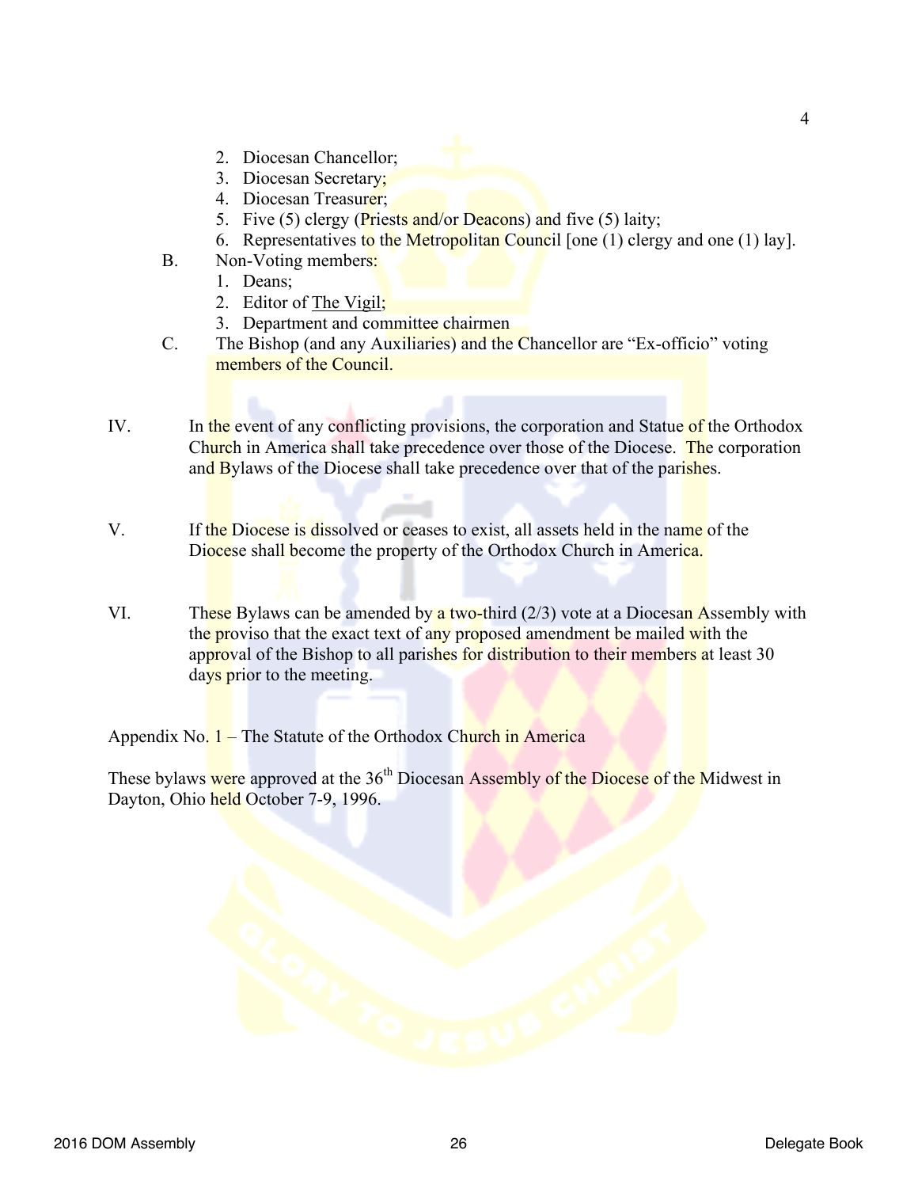2. Diocesan Chancellor;
3. Diocesan Secretary;
4. Diocesan Treasurer;
5. Five (5) clergy (Priests and/or Deacons) and five (5) laity;
6. Representatives to the Metropolitan Council [one (1) clergy and one (1) lay].

B. Non-Voting members:

1. Deans;
2. Editor of <u>The Vigil</u>;
3. Department and committee chairmen

C. The Bishop (and any Auxiliaries) and the Chancellor are "Ex-officio" voting members of the Council.

IV. In the event of any conflicting provisions, the corporation and Statue of the Orthodox Church in America shall take precedence over those of the Diocese. The corporation and Bylaws of the Diocese shall take precedence over that of the parishes.

V. If the Diocese is dissolved or ceases to exist, all assets held in the name of the Diocese shall become the property of the Orthodox Church in America.

VI. These Bylaws can be amended by a two-third (2/3) vote at a Diocesan Assembly with the proviso that the exact text of any proposed amendment be mailed with the approval of the Bishop to all parishes for distribution to their members at least 30 days prior to the meeting.

Appendix No. 1 – The Statute of the Orthodox Church in America

These bylaws were approved at the 36th Diocesan Assembly of the Diocese of the Midwest in Dayton, Ohio held October 7-9, 1996.